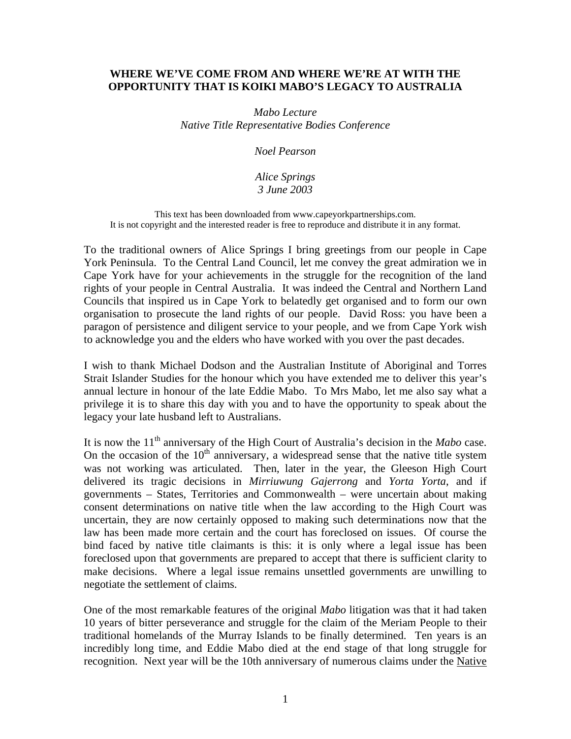# WHERE WE'VE COME FROM AND WHERE WE'RE AT WITH THE OPPORTUNITY THAT IS KOIKI MABO'S LEGACY TO AUSTRALIA

*Mabo Lecture*
*Native Title Representative Bodies Conference*

*Noel Pearson*

*Alice Springs*
*3 June 2003*

This text has been downloaded from www.capeyorkpartnerships.com.
It is not copyright and the interested reader is free to reproduce and distribute it in any format.

To the traditional owners of Alice Springs I bring greetings from our people in Cape York Peninsula. To the Central Land Council, let me convey the great admiration we in Cape York have for your achievements in the struggle for the recognition of the land rights of your people in Central Australia. It was indeed the Central and Northern Land Councils that inspired us in Cape York to belatedly get organised and to form our own organisation to prosecute the land rights of our people. David Ross: you have been a paragon of persistence and diligent service to your people, and we from Cape York wish to acknowledge you and the elders who have worked with you over the past decades.

I wish to thank Michael Dodson and the Australian Institute of Aboriginal and Torres Strait Islander Studies for the honour which you have extended me to deliver this year's annual lecture in honour of the late Eddie Mabo. To Mrs Mabo, let me also say what a privilege it is to share this day with you and to have the opportunity to speak about the legacy your late husband left to Australians.

It is now the 11th anniversary of the High Court of Australia's decision in the *Mabo* case. On the occasion of the 10th anniversary, a widespread sense that the native title system was not working was articulated. Then, later in the year, the Gleeson High Court delivered its tragic decisions in *Mirriuwung Gajerrong* and *Yorta Yorta*, and if governments – States, Territories and Commonwealth – were uncertain about making consent determinations on native title when the law according to the High Court was uncertain, they are now certainly opposed to making such determinations now that the law has been made more certain and the court has foreclosed on issues. Of course the bind faced by native title claimants is this: it is only where a legal issue has been foreclosed upon that governments are prepared to accept that there is sufficient clarity to make decisions. Where a legal issue remains unsettled governments are unwilling to negotiate the settlement of claims.

One of the most remarkable features of the original *Mabo* litigation was that it had taken 10 years of bitter perseverance and struggle for the claim of the Meriam People to their traditional homelands of the Murray Islands to be finally determined. Ten years is an incredibly long time, and Eddie Mabo died at the end stage of that long struggle for recognition. Next year will be the 10th anniversary of numerous claims under the Native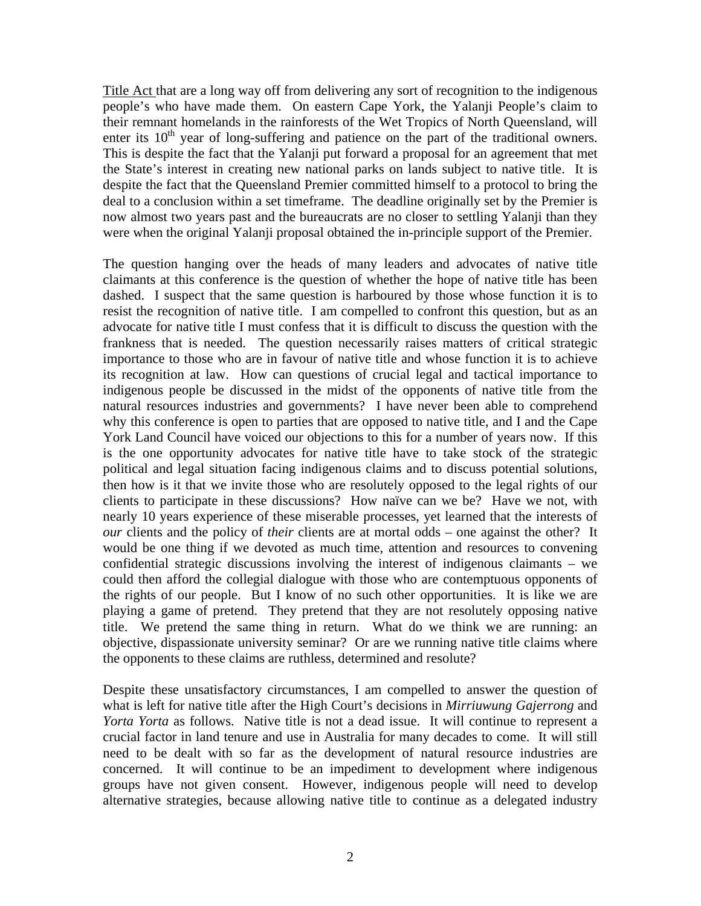Title Act that are a long way off from delivering any sort of recognition to the indigenous people's who have made them. On eastern Cape York, the Yalanji People's claim to their remnant homelands in the rainforests of the Wet Tropics of North Queensland, will enter its 10th year of long-suffering and patience on the part of the traditional owners. This is despite the fact that the Yalanji put forward a proposal for an agreement that met the State's interest in creating new national parks on lands subject to native title. It is despite the fact that the Queensland Premier committed himself to a protocol to bring the deal to a conclusion within a set timeframe. The deadline originally set by the Premier is now almost two years past and the bureaucrats are no closer to settling Yalanji than they were when the original Yalanji proposal obtained the in-principle support of the Premier.

The question hanging over the heads of many leaders and advocates of native title claimants at this conference is the question of whether the hope of native title has been dashed. I suspect that the same question is harboured by those whose function it is to resist the recognition of native title. I am compelled to confront this question, but as an advocate for native title I must confess that it is difficult to discuss the question with the frankness that is needed. The question necessarily raises matters of critical strategic importance to those who are in favour of native title and whose function it is to achieve its recognition at law. How can questions of crucial legal and tactical importance to indigenous people be discussed in the midst of the opponents of native title from the natural resources industries and governments? I have never been able to comprehend why this conference is open to parties that are opposed to native title, and I and the Cape York Land Council have voiced our objections to this for a number of years now. If this is the one opportunity advocates for native title have to take stock of the strategic political and legal situation facing indigenous claims and to discuss potential solutions, then how is it that we invite those who are resolutely opposed to the legal rights of our clients to participate in these discussions? How naïve can we be? Have we not, with nearly 10 years experience of these miserable processes, yet learned that the interests of *our* clients and the policy of *their* clients are at mortal odds – one against the other? It would be one thing if we devoted as much time, attention and resources to convening confidential strategic discussions involving the interest of indigenous claimants – we could then afford the collegial dialogue with those who are contemptuous opponents of the rights of our people. But I know of no such other opportunities. It is like we are playing a game of pretend. They pretend that they are not resolutely opposing native title. We pretend the same thing in return. What do we think we are running: an objective, dispassionate university seminar? Or are we running native title claims where the opponents to these claims are ruthless, determined and resolute?

Despite these unsatisfactory circumstances, I am compelled to answer the question of what is left for native title after the High Court's decisions in *Mirriuwung Gajerrong* and *Yorta Yorta* as follows. Native title is not a dead issue. It will continue to represent a crucial factor in land tenure and use in Australia for many decades to come. It will still need to be dealt with so far as the development of natural resource industries are concerned. It will continue to be an impediment to development where indigenous groups have not given consent. However, indigenous people will need to develop alternative strategies, because allowing native title to continue as a delegated industry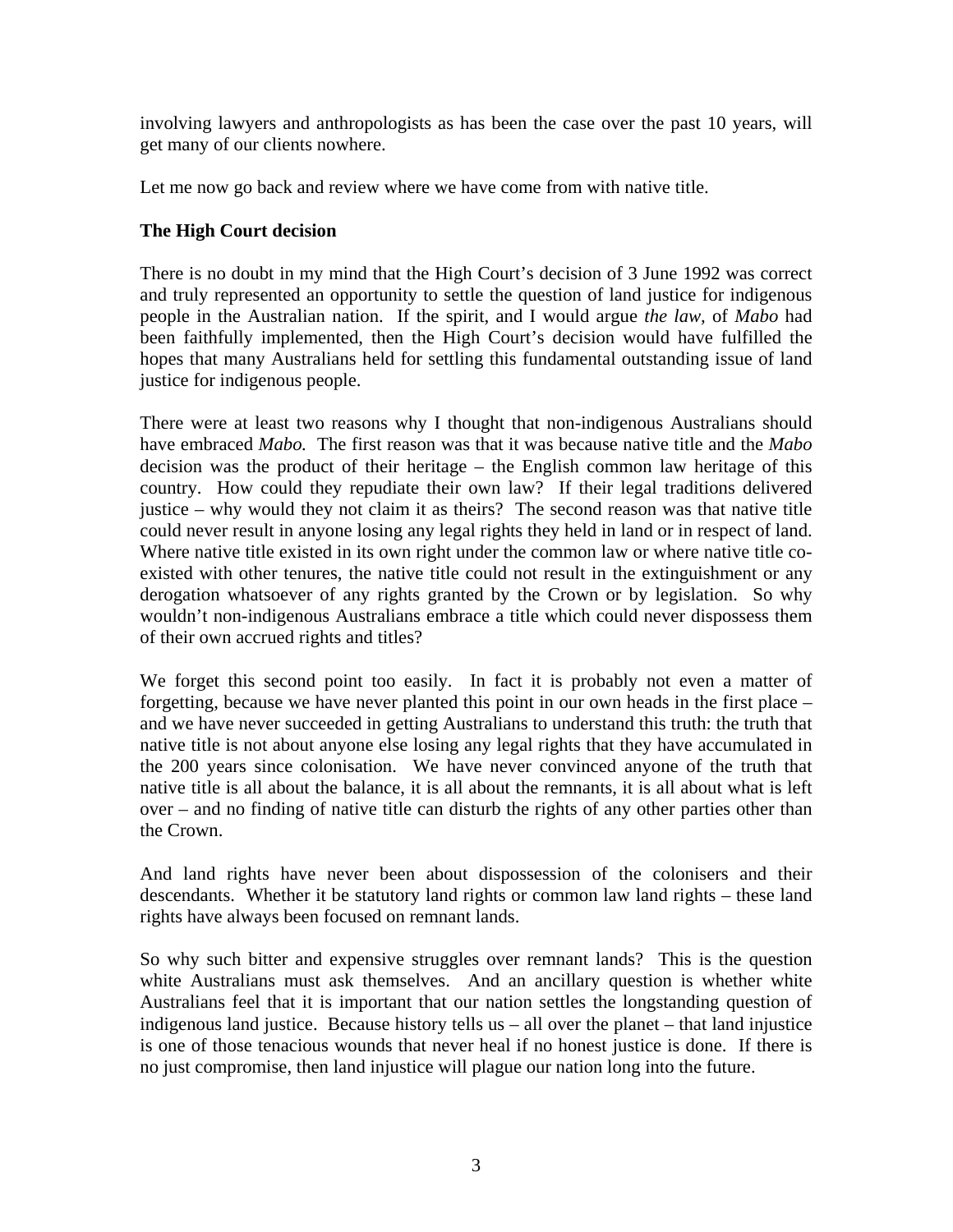involving lawyers and anthropologists as has been the case over the past 10 years, will get many of our clients nowhere.

Let me now go back and review where we have come from with native title.

**The High Court decision**

There is no doubt in my mind that the High Court's decision of 3 June 1992 was correct and truly represented an opportunity to settle the question of land justice for indigenous people in the Australian nation. If the spirit, and I would argue *the law,* of *Mabo* had been faithfully implemented, then the High Court's decision would have fulfilled the hopes that many Australians held for settling this fundamental outstanding issue of land justice for indigenous people.

There were at least two reasons why I thought that non-indigenous Australians should have embraced *Mabo.* The first reason was that it was because native title and the *Mabo* decision was the product of their heritage – the English common law heritage of this country. How could they repudiate their own law? If their legal traditions delivered justice – why would they not claim it as theirs? The second reason was that native title could never result in anyone losing any legal rights they held in land or in respect of land. Where native title existed in its own right under the common law or where native title co-existed with other tenures, the native title could not result in the extinguishment or any derogation whatsoever of any rights granted by the Crown or by legislation. So why wouldn't non-indigenous Australians embrace a title which could never dispossess them of their own accrued rights and titles?

We forget this second point too easily. In fact it is probably not even a matter of forgetting, because we have never planted this point in our own heads in the first place – and we have never succeeded in getting Australians to understand this truth: the truth that native title is not about anyone else losing any legal rights that they have accumulated in the 200 years since colonisation. We have never convinced anyone of the truth that native title is all about the balance, it is all about the remnants, it is all about what is left over – and no finding of native title can disturb the rights of any other parties other than the Crown.

And land rights have never been about dispossession of the colonisers and their descendants. Whether it be statutory land rights or common law land rights – these land rights have always been focused on remnant lands.

So why such bitter and expensive struggles over remnant lands? This is the question white Australians must ask themselves. And an ancillary question is whether white Australians feel that it is important that our nation settles the longstanding question of indigenous land justice. Because history tells us – all over the planet – that land injustice is one of those tenacious wounds that never heal if no honest justice is done. If there is no just compromise, then land injustice will plague our nation long into the future.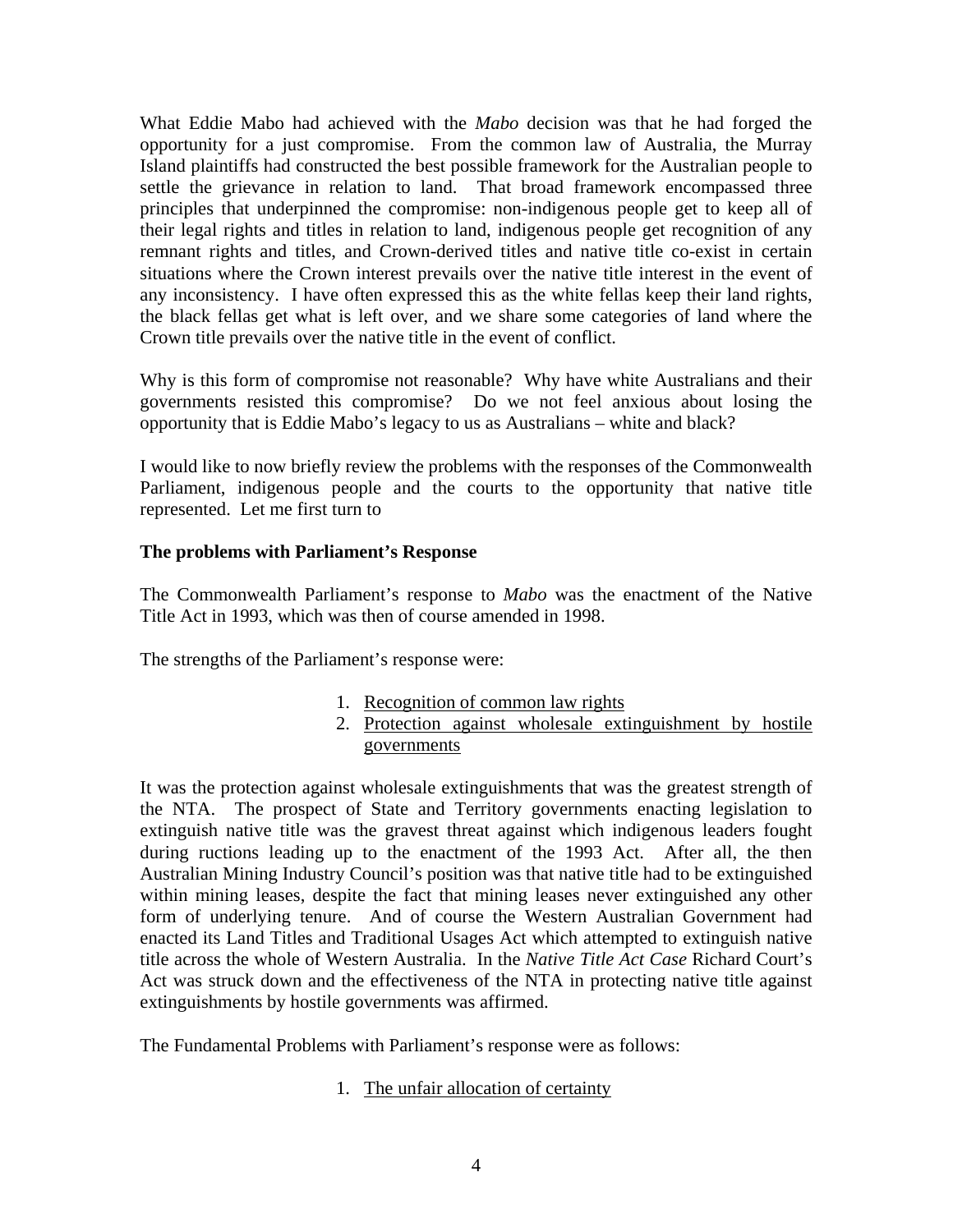What Eddie Mabo had achieved with the *Mabo* decision was that he had forged the opportunity for a just compromise. From the common law of Australia, the Murray Island plaintiffs had constructed the best possible framework for the Australian people to settle the grievance in relation to land. That broad framework encompassed three principles that underpinned the compromise: non-indigenous people get to keep all of their legal rights and titles in relation to land, indigenous people get recognition of any remnant rights and titles, and Crown-derived titles and native title co-exist in certain situations where the Crown interest prevails over the native title interest in the event of any inconsistency. I have often expressed this as the white fellas keep their land rights, the black fellas get what is left over, and we share some categories of land where the Crown title prevails over the native title in the event of conflict.

Why is this form of compromise not reasonable? Why have white Australians and their governments resisted this compromise? Do we not feel anxious about losing the opportunity that is Eddie Mabo's legacy to us as Australians – white and black?

I would like to now briefly review the problems with the responses of the Commonwealth Parliament, indigenous people and the courts to the opportunity that native title represented. Let me first turn to

**The problems with Parliament's Response**

The Commonwealth Parliament's response to *Mabo* was the enactment of the Native Title Act in 1993, which was then of course amended in 1998.

The strengths of the Parliament's response were:

1. <u>Recognition of common law rights</u>
2. <u>Protection against wholesale extinguishment by hostile governments</u>

It was the protection against wholesale extinguishments that was the greatest strength of the NTA. The prospect of State and Territory governments enacting legislation to extinguish native title was the gravest threat against which indigenous leaders fought during ructions leading up to the enactment of the 1993 Act. After all, the then Australian Mining Industry Council's position was that native title had to be extinguished within mining leases, despite the fact that mining leases never extinguished any other form of underlying tenure. And of course the Western Australian Government had enacted its Land Titles and Traditional Usages Act which attempted to extinguish native title across the whole of Western Australia. In the *Native Title Act Case* Richard Court's Act was struck down and the effectiveness of the NTA in protecting native title against extinguishments by hostile governments was affirmed.

The Fundamental Problems with Parliament's response were as follows:

1. <u>The unfair allocation of certainty</u>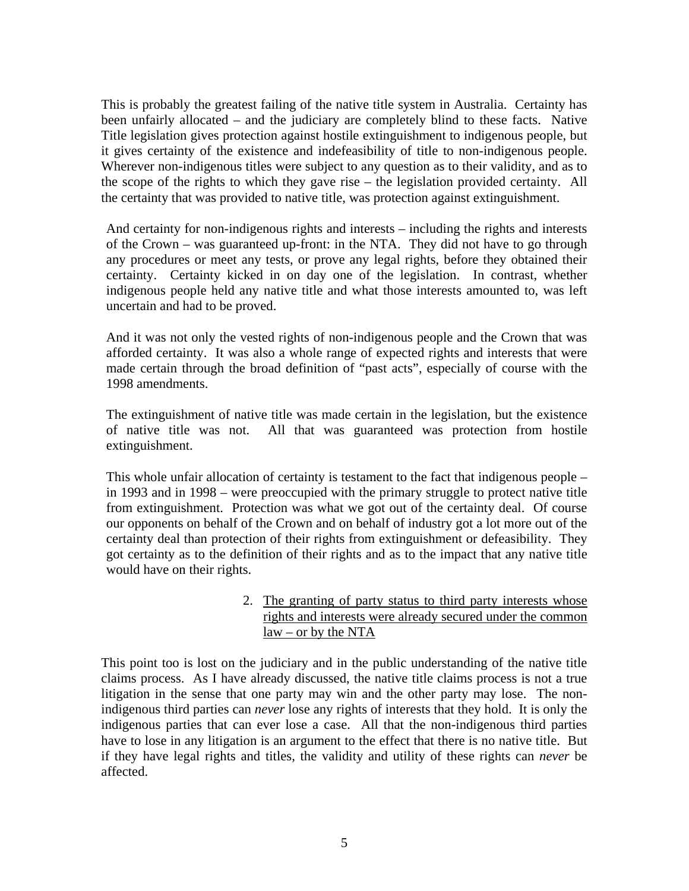This is probably the greatest failing of the native title system in Australia. Certainty has been unfairly allocated – and the judiciary are completely blind to these facts. Native Title legislation gives protection against hostile extinguishment to indigenous people, but it gives certainty of the existence and indefeasibility of title to non-indigenous people. Wherever non-indigenous titles were subject to any question as to their validity, and as to the scope of the rights to which they gave rise – the legislation provided certainty. All the certainty that was provided to native title, was protection against extinguishment.

And certainty for non-indigenous rights and interests – including the rights and interests of the Crown – was guaranteed up-front: in the NTA. They did not have to go through any procedures or meet any tests, or prove any legal rights, before they obtained their certainty. Certainty kicked in on day one of the legislation. In contrast, whether indigenous people held any native title and what those interests amounted to, was left uncertain and had to be proved.

And it was not only the vested rights of non-indigenous people and the Crown that was afforded certainty. It was also a whole range of expected rights and interests that were made certain through the broad definition of "past acts", especially of course with the 1998 amendments.

The extinguishment of native title was made certain in the legislation, but the existence of native title was not. All that was guaranteed was protection from hostile extinguishment.

This whole unfair allocation of certainty is testament to the fact that indigenous people – in 1993 and in 1998 – were preoccupied with the primary struggle to protect native title from extinguishment. Protection was what we got out of the certainty deal. Of course our opponents on behalf of the Crown and on behalf of industry got a lot more out of the certainty deal than protection of their rights from extinguishment or defeasibility. They got certainty as to the definition of their rights and as to the impact that any native title would have on their rights.

2. <u>The granting of party status to third party interests whose rights and interests were already secured under the common law – or by the NTA</u>

This point too is lost on the judiciary and in the public understanding of the native title claims process. As I have already discussed, the native title claims process is not a true litigation in the sense that one party may win and the other party may lose. The non-indigenous third parties can *never* lose any rights of interests that they hold. It is only the indigenous parties that can ever lose a case. All that the non-indigenous third parties have to lose in any litigation is an argument to the effect that there is no native title. But if they have legal rights and titles, the validity and utility of these rights can *never* be affected.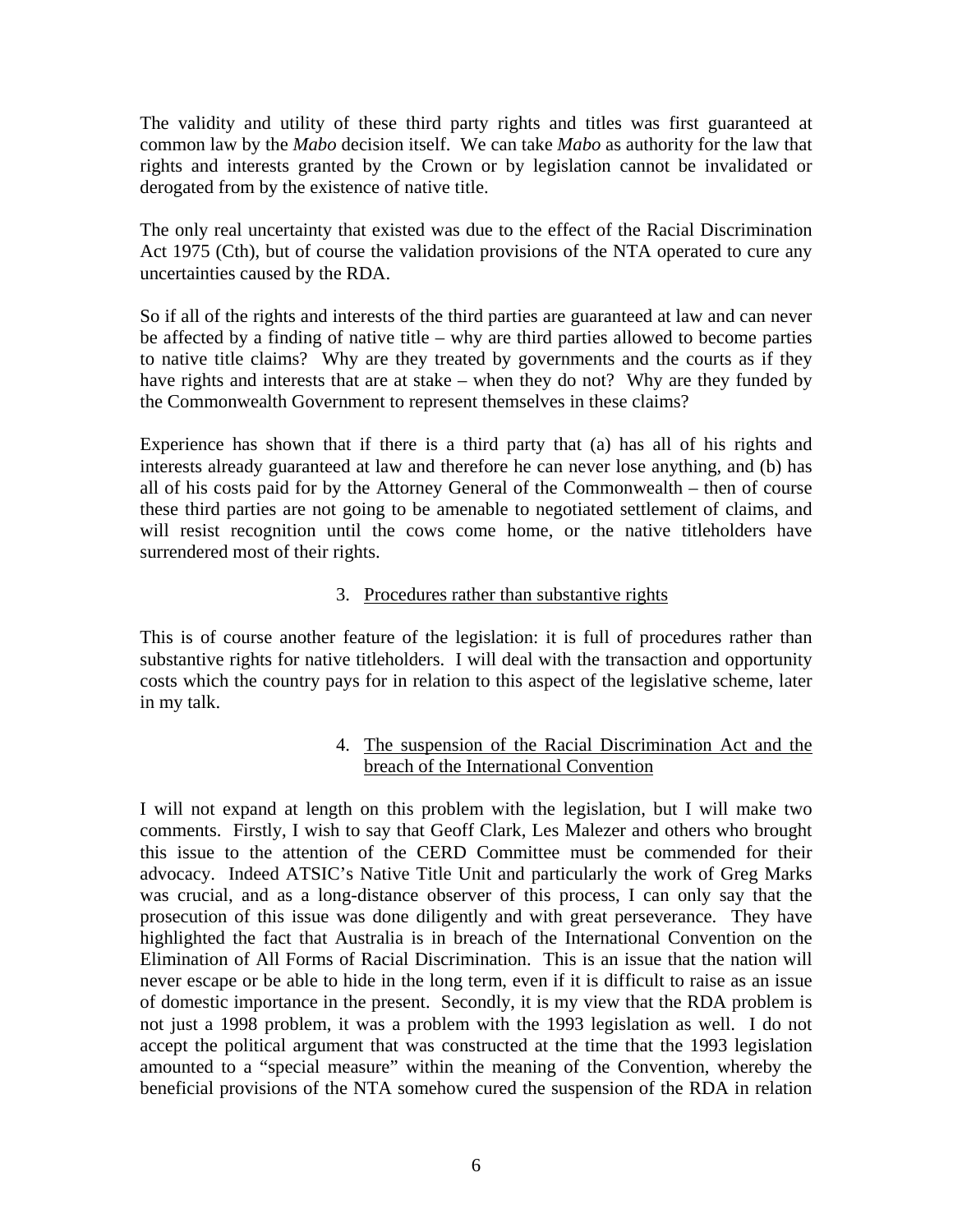The validity and utility of these third party rights and titles was first guaranteed at common law by the *Mabo* decision itself. We can take *Mabo* as authority for the law that rights and interests granted by the Crown or by legislation cannot be invalidated or derogated from by the existence of native title.

The only real uncertainty that existed was due to the effect of the Racial Discrimination Act 1975 (Cth), but of course the validation provisions of the NTA operated to cure any uncertainties caused by the RDA.

So if all of the rights and interests of the third parties are guaranteed at law and can never be affected by a finding of native title – why are third parties allowed to become parties to native title claims? Why are they treated by governments and the courts as if they have rights and interests that are at stake – when they do not? Why are they funded by the Commonwealth Government to represent themselves in these claims?

Experience has shown that if there is a third party that (a) has all of his rights and interests already guaranteed at law and therefore he can never lose anything, and (b) has all of his costs paid for by the Attorney General of the Commonwealth – then of course these third parties are not going to be amenable to negotiated settlement of claims, and will resist recognition until the cows come home, or the native titleholders have surrendered most of their rights.

### 3. <u>Procedures rather than substantive rights</u>

This is of course another feature of the legislation: it is full of procedures rather than substantive rights for native titleholders. I will deal with the transaction and opportunity costs which the country pays for in relation to this aspect of the legislative scheme, later in my talk.

### 4. <u>The suspension of the Racial Discrimination Act and the breach of the International Convention</u>

I will not expand at length on this problem with the legislation, but I will make two comments. Firstly, I wish to say that Geoff Clark, Les Malezer and others who brought this issue to the attention of the CERD Committee must be commended for their advocacy. Indeed ATSIC's Native Title Unit and particularly the work of Greg Marks was crucial, and as a long-distance observer of this process, I can only say that the prosecution of this issue was done diligently and with great perseverance. They have highlighted the fact that Australia is in breach of the International Convention on the Elimination of All Forms of Racial Discrimination. This is an issue that the nation will never escape or be able to hide in the long term, even if it is difficult to raise as an issue of domestic importance in the present. Secondly, it is my view that the RDA problem is not just a 1998 problem, it was a problem with the 1993 legislation as well. I do not accept the political argument that was constructed at the time that the 1993 legislation amounted to a "special measure" within the meaning of the Convention, whereby the beneficial provisions of the NTA somehow cured the suspension of the RDA in relation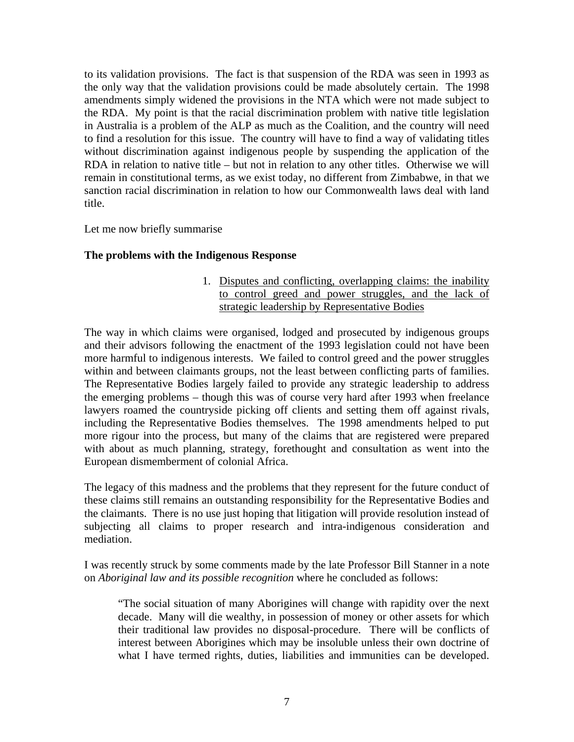to its validation provisions. The fact is that suspension of the RDA was seen in 1993 as the only way that the validation provisions could be made absolutely certain. The 1998 amendments simply widened the provisions in the NTA which were not made subject to the RDA. My point is that the racial discrimination problem with native title legislation in Australia is a problem of the ALP as much as the Coalition, and the country will need to find a resolution for this issue. The country will have to find a way of validating titles without discrimination against indigenous people by suspending the application of the RDA in relation to native title – but not in relation to any other titles. Otherwise we will remain in constitutional terms, as we exist today, no different from Zimbabwe, in that we sanction racial discrimination in relation to how our Commonwealth laws deal with land title.

Let me now briefly summarise

**The problems with the Indigenous Response**

1. <u>Disputes and conflicting, overlapping claims: the inability to control greed and power struggles, and the lack of strategic leadership by Representative Bodies</u>

The way in which claims were organised, lodged and prosecuted by indigenous groups and their advisors following the enactment of the 1993 legislation could not have been more harmful to indigenous interests. We failed to control greed and the power struggles within and between claimants groups, not the least between conflicting parts of families. The Representative Bodies largely failed to provide any strategic leadership to address the emerging problems – though this was of course very hard after 1993 when freelance lawyers roamed the countryside picking off clients and setting them off against rivals, including the Representative Bodies themselves. The 1998 amendments helped to put more rigour into the process, but many of the claims that are registered were prepared with about as much planning, strategy, forethought and consultation as went into the European dismemberment of colonial Africa.

The legacy of this madness and the problems that they represent for the future conduct of these claims still remains an outstanding responsibility for the Representative Bodies and the claimants. There is no use just hoping that litigation will provide resolution instead of subjecting all claims to proper research and intra-indigenous consideration and mediation.

I was recently struck by some comments made by the late Professor Bill Stanner in a note on *Aboriginal law and its possible recognition* where he concluded as follows:

> "The social situation of many Aborigines will change with rapidity over the next decade. Many will die wealthy, in possession of money or other assets for which their traditional law provides no disposal-procedure. There will be conflicts of interest between Aborigines which may be insoluble unless their own doctrine of what I have termed rights, duties, liabilities and immunities can be developed.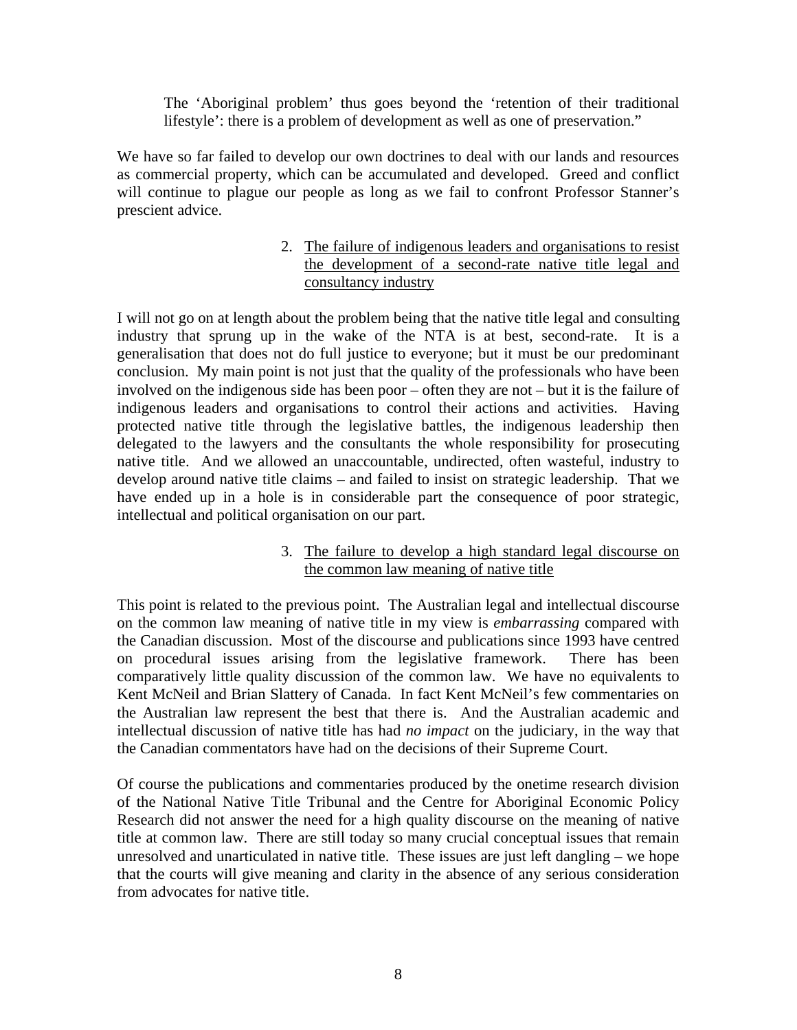> The 'Aboriginal problem' thus goes beyond the 'retention of their traditional lifestyle': there is a problem of development as well as one of preservation."

We have so far failed to develop our own doctrines to deal with our lands and resources as commercial property, which can be accumulated and developed. Greed and conflict will continue to plague our people as long as we fail to confront Professor Stanner's prescient advice.

### 2. The failure of indigenous leaders and organisations to resist the development of a second-rate native title legal and consultancy industry

I will not go on at length about the problem being that the native title legal and consulting industry that sprung up in the wake of the NTA is at best, second-rate. It is a generalisation that does not do full justice to everyone; but it must be our predominant conclusion. My main point is not just that the quality of the professionals who have been involved on the indigenous side has been poor – often they are not – but it is the failure of indigenous leaders and organisations to control their actions and activities. Having protected native title through the legislative battles, the indigenous leadership then delegated to the lawyers and the consultants the whole responsibility for prosecuting native title. And we allowed an unaccountable, undirected, often wasteful, industry to develop around native title claims – and failed to insist on strategic leadership. That we have ended up in a hole is in considerable part the consequence of poor strategic, intellectual and political organisation on our part.

### 3. The failure to develop a high standard legal discourse on the common law meaning of native title

This point is related to the previous point. The Australian legal and intellectual discourse on the common law meaning of native title in my view is *embarrassing* compared with the Canadian discussion. Most of the discourse and publications since 1993 have centred on procedural issues arising from the legislative framework. There has been comparatively little quality discussion of the common law. We have no equivalents to Kent McNeil and Brian Slattery of Canada. In fact Kent McNeil's few commentaries on the Australian law represent the best that there is. And the Australian academic and intellectual discussion of native title has had *no impact* on the judiciary, in the way that the Canadian commentators have had on the decisions of their Supreme Court.

Of course the publications and commentaries produced by the onetime research division of the National Native Title Tribunal and the Centre for Aboriginal Economic Policy Research did not answer the need for a high quality discourse on the meaning of native title at common law. There are still today so many crucial conceptual issues that remain unresolved and unarticulated in native title. These issues are just left dangling – we hope that the courts will give meaning and clarity in the absence of any serious consideration from advocates for native title.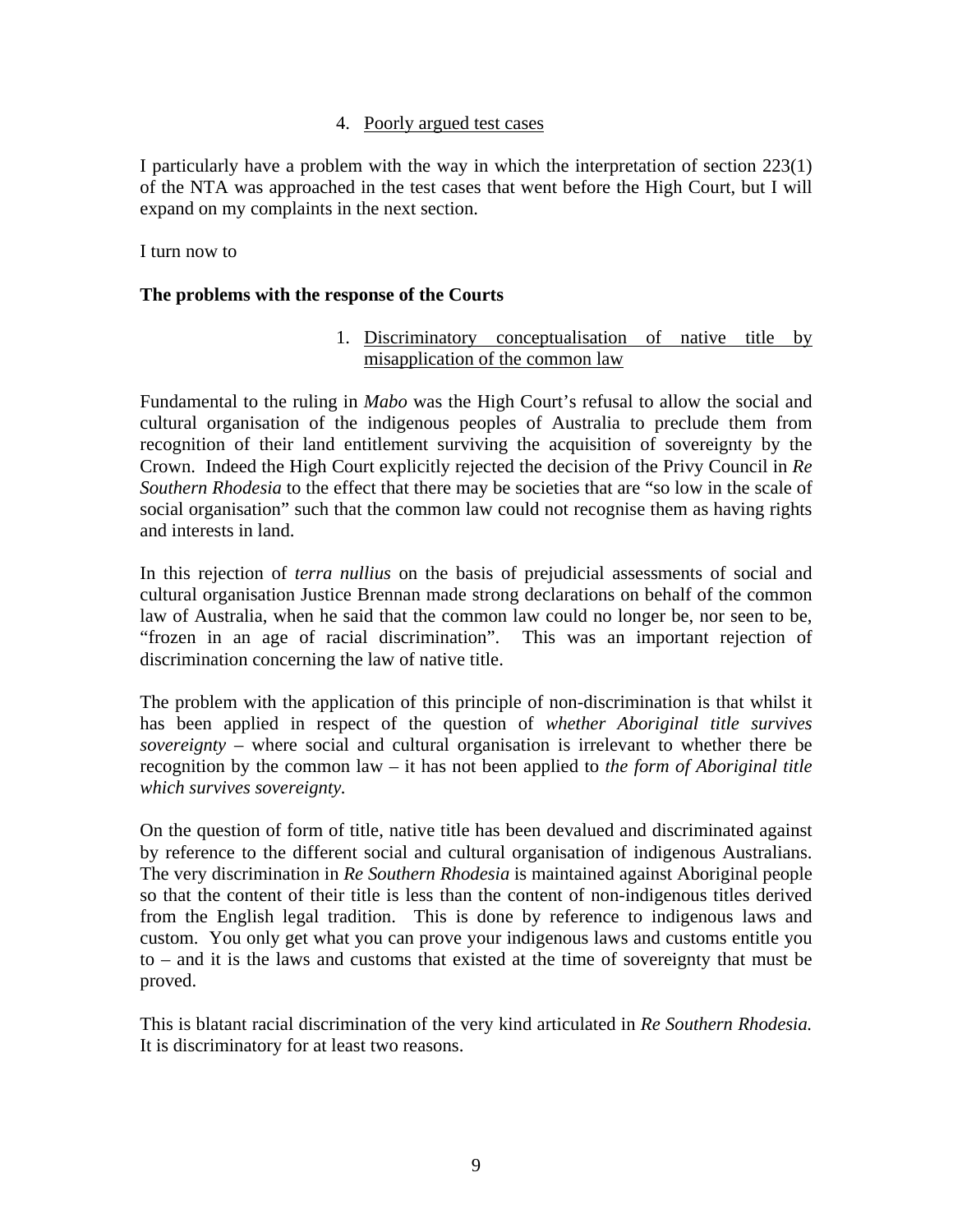4. Poorly argued test cases

I particularly have a problem with the way in which the interpretation of section 223(1) of the NTA was approached in the test cases that went before the High Court, but I will expand on my complaints in the next section.

I turn now to

**The problems with the response of the Courts**

1. Discriminatory conceptualisation of native title by misapplication of the common law

Fundamental to the ruling in *Mabo* was the High Court's refusal to allow the social and cultural organisation of the indigenous peoples of Australia to preclude them from recognition of their land entitlement surviving the acquisition of sovereignty by the Crown. Indeed the High Court explicitly rejected the decision of the Privy Council in *Re Southern Rhodesia* to the effect that there may be societies that are "so low in the scale of social organisation" such that the common law could not recognise them as having rights and interests in land.

In this rejection of *terra nullius* on the basis of prejudicial assessments of social and cultural organisation Justice Brennan made strong declarations on behalf of the common law of Australia, when he said that the common law could no longer be, nor seen to be, "frozen in an age of racial discrimination". This was an important rejection of discrimination concerning the law of native title.

The problem with the application of this principle of non-discrimination is that whilst it has been applied in respect of the question of *whether Aboriginal title survives sovereignty* – where social and cultural organisation is irrelevant to whether there be recognition by the common law – it has not been applied to *the form of Aboriginal title which survives sovereignty.*

On the question of form of title, native title has been devalued and discriminated against by reference to the different social and cultural organisation of indigenous Australians. The very discrimination in *Re Southern Rhodesia* is maintained against Aboriginal people so that the content of their title is less than the content of non-indigenous titles derived from the English legal tradition. This is done by reference to indigenous laws and custom. You only get what you can prove your indigenous laws and customs entitle you to – and it is the laws and customs that existed at the time of sovereignty that must be proved.

This is blatant racial discrimination of the very kind articulated in *Re Southern Rhodesia.* It is discriminatory for at least two reasons.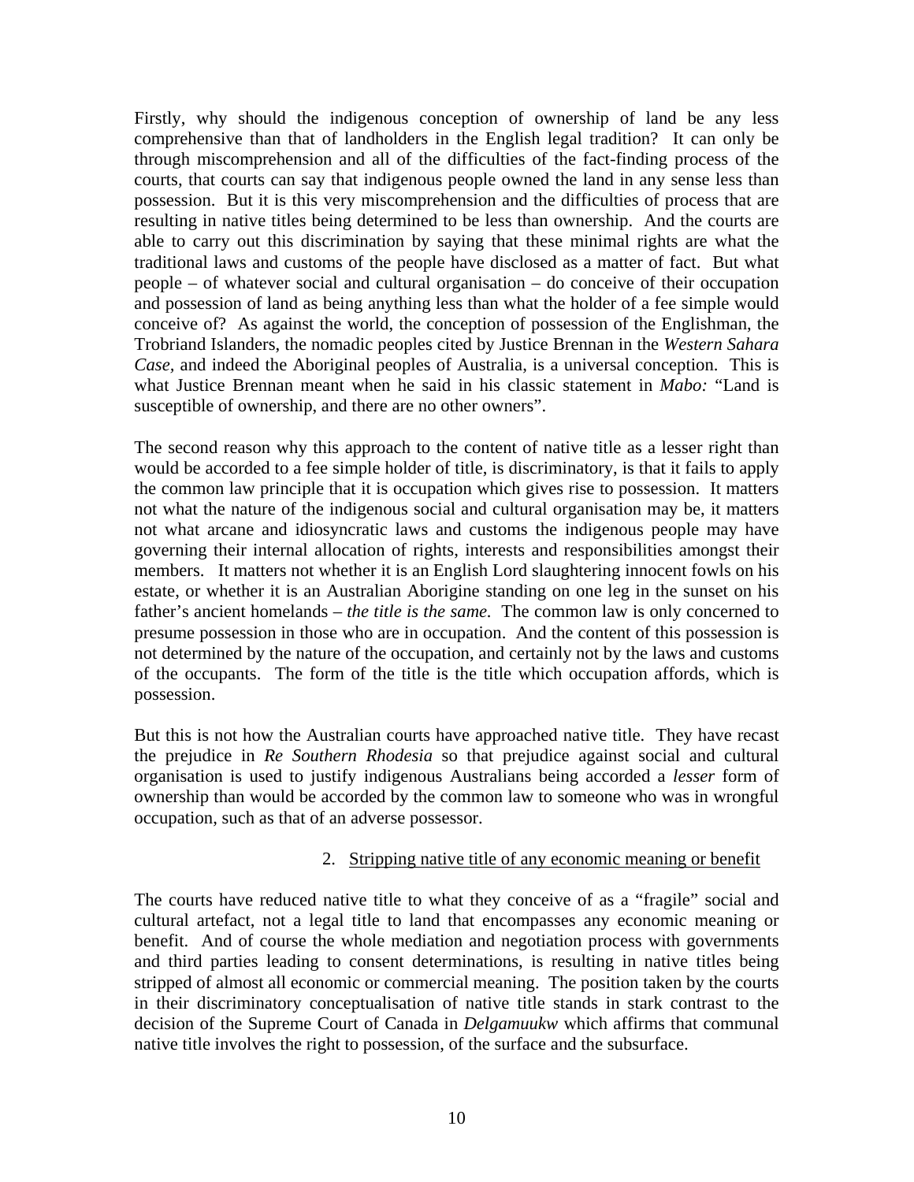Firstly, why should the indigenous conception of ownership of land be any less comprehensive than that of landholders in the English legal tradition? It can only be through miscomprehension and all of the difficulties of the fact-finding process of the courts, that courts can say that indigenous people owned the land in any sense less than possession. But it is this very miscomprehension and the difficulties of process that are resulting in native titles being determined to be less than ownership. And the courts are able to carry out this discrimination by saying that these minimal rights are what the traditional laws and customs of the people have disclosed as a matter of fact. But what people – of whatever social and cultural organisation – do conceive of their occupation and possession of land as being anything less than what the holder of a fee simple would conceive of? As against the world, the conception of possession of the Englishman, the Trobriand Islanders, the nomadic peoples cited by Justice Brennan in the *Western Sahara Case*, and indeed the Aboriginal peoples of Australia, is a universal conception. This is what Justice Brennan meant when he said in his classic statement in *Mabo:* "Land is susceptible of ownership, and there are no other owners".

The second reason why this approach to the content of native title as a lesser right than would be accorded to a fee simple holder of title, is discriminatory, is that it fails to apply the common law principle that it is occupation which gives rise to possession. It matters not what the nature of the indigenous social and cultural organisation may be, it matters not what arcane and idiosyncratic laws and customs the indigenous people may have governing their internal allocation of rights, interests and responsibilities amongst their members. It matters not whether it is an English Lord slaughtering innocent fowls on his estate, or whether it is an Australian Aborigine standing on one leg in the sunset on his father's ancient homelands – *the title is the same.* The common law is only concerned to presume possession in those who are in occupation. And the content of this possession is not determined by the nature of the occupation, and certainly not by the laws and customs of the occupants. The form of the title is the title which occupation affords, which is possession.

But this is not how the Australian courts have approached native title. They have recast the prejudice in *Re Southern Rhodesia* so that prejudice against social and cultural organisation is used to justify indigenous Australians being accorded a *lesser* form of ownership than would be accorded by the common law to someone who was in wrongful occupation, such as that of an adverse possessor.

2. Stripping native title of any economic meaning or benefit

The courts have reduced native title to what they conceive of as a "fragile" social and cultural artefact, not a legal title to land that encompasses any economic meaning or benefit. And of course the whole mediation and negotiation process with governments and third parties leading to consent determinations, is resulting in native titles being stripped of almost all economic or commercial meaning. The position taken by the courts in their discriminatory conceptualisation of native title stands in stark contrast to the decision of the Supreme Court of Canada in *Delgamuukw* which affirms that communal native title involves the right to possession, of the surface and the subsurface.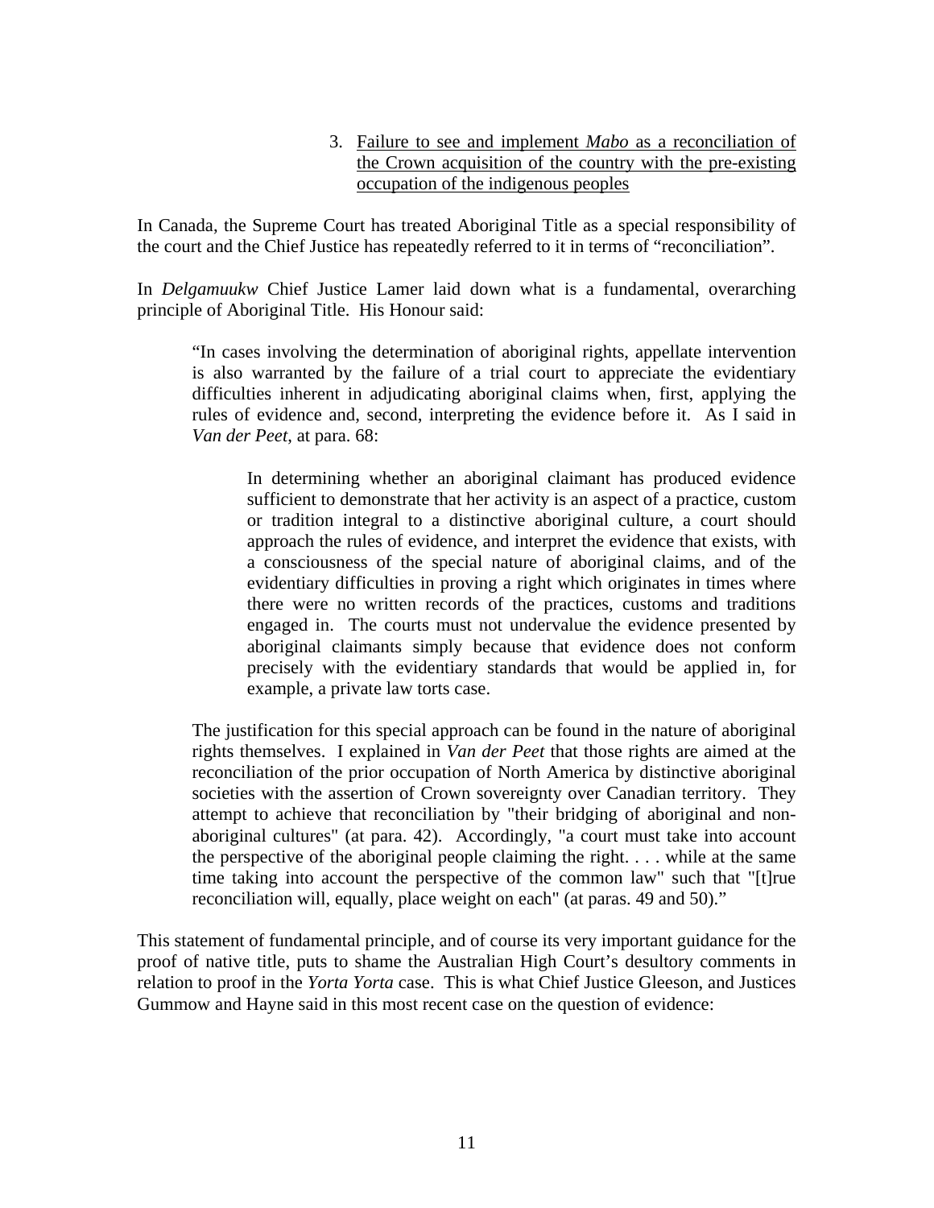3. <u>Failure to see and implement *Mabo* as a reconciliation of the Crown acquisition of the country with the pre-existing occupation of the indigenous peoples</u>

In Canada, the Supreme Court has treated Aboriginal Title as a special responsibility of the court and the Chief Justice has repeatedly referred to it in terms of "reconciliation".

In *Delgamuukw* Chief Justice Lamer laid down what is a fundamental, overarching principle of Aboriginal Title. His Honour said:

> "In cases involving the determination of aboriginal rights, appellate intervention is also warranted by the failure of a trial court to appreciate the evidentiary difficulties inherent in adjudicating aboriginal claims when, first, applying the rules of evidence and, second, interpreting the evidence before it. As I said in *Van der Peet*, at para. 68:
>
> > In determining whether an aboriginal claimant has produced evidence sufficient to demonstrate that her activity is an aspect of a practice, custom or tradition integral to a distinctive aboriginal culture, a court should approach the rules of evidence, and interpret the evidence that exists, with a consciousness of the special nature of aboriginal claims, and of the evidentiary difficulties in proving a right which originates in times where there were no written records of the practices, customs and traditions engaged in. The courts must not undervalue the evidence presented by aboriginal claimants simply because that evidence does not conform precisely with the evidentiary standards that would be applied in, for example, a private law torts case.
>
> The justification for this special approach can be found in the nature of aboriginal rights themselves. I explained in *Van der Peet* that those rights are aimed at the reconciliation of the prior occupation of North America by distinctive aboriginal societies with the assertion of Crown sovereignty over Canadian territory. They attempt to achieve that reconciliation by "their bridging of aboriginal and non-aboriginal cultures" (at para. 42). Accordingly, "a court must take into account the perspective of the aboriginal people claiming the right. . . . while at the same time taking into account the perspective of the common law" such that "[t]rue reconciliation will, equally, place weight on each" (at paras. 49 and 50)."

This statement of fundamental principle, and of course its very important guidance for the proof of native title, puts to shame the Australian High Court's desultory comments in relation to proof in the *Yorta Yorta* case. This is what Chief Justice Gleeson, and Justices Gummow and Hayne said in this most recent case on the question of evidence: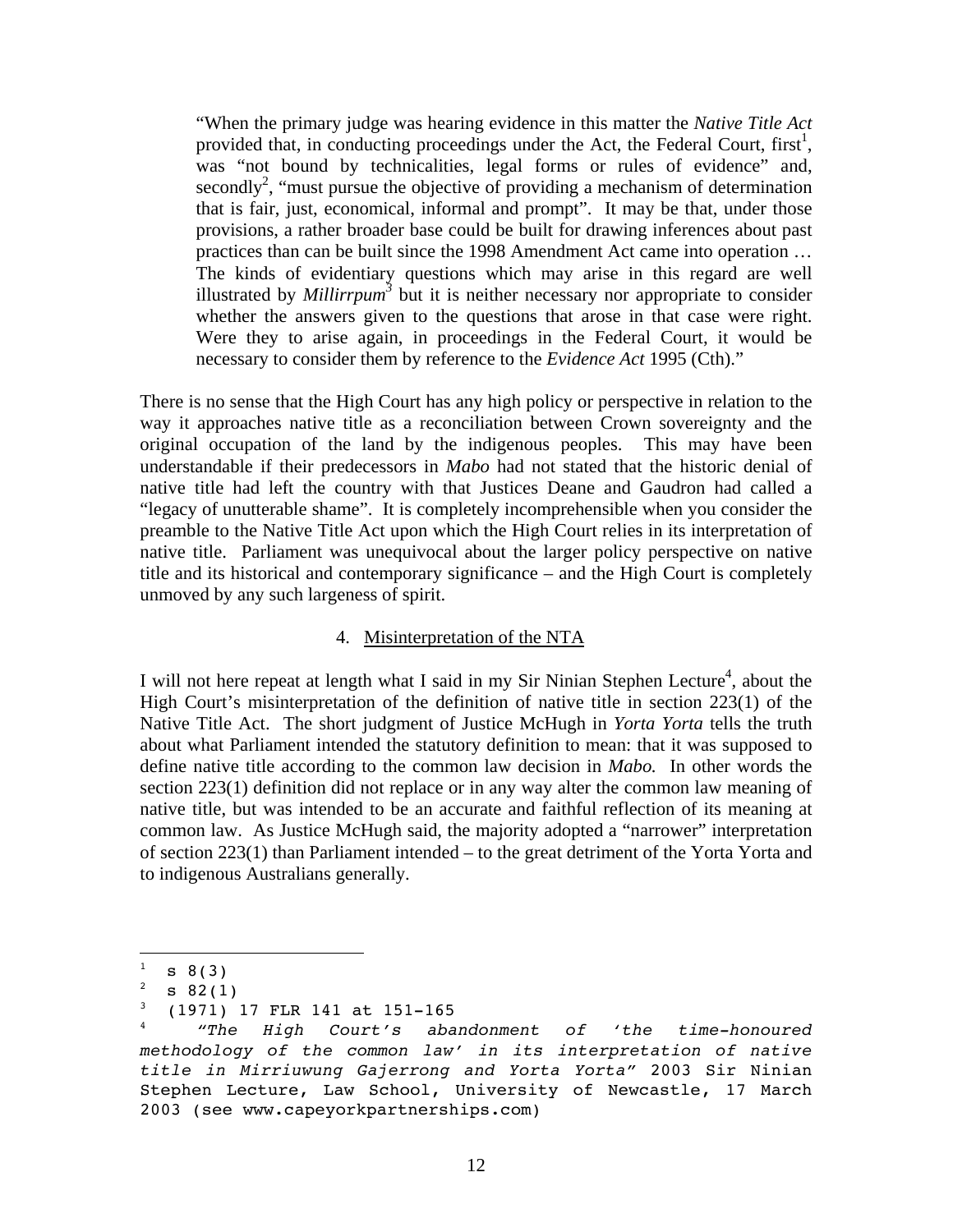> "When the primary judge was hearing evidence in this matter the *Native Title Act* provided that, in conducting proceedings under the Act, the Federal Court, first[1], was "not bound by technicalities, legal forms or rules of evidence" and, secondly[2], "must pursue the objective of providing a mechanism of determination that is fair, just, economical, informal and prompt". It may be that, under those provisions, a rather broader base could be built for drawing inferences about past practices than can be built since the 1998 Amendment Act came into operation … The kinds of evidentiary questions which may arise in this regard are well illustrated by *Millirrpum*[3] but it is neither necessary nor appropriate to consider whether the answers given to the questions that arose in that case were right. Were they to arise again, in proceedings in the Federal Court, it would be necessary to consider them by reference to the *Evidence Act* 1995 (Cth)."

There is no sense that the High Court has any high policy or perspective in relation to the way it approaches native title as a reconciliation between Crown sovereignty and the original occupation of the land by the indigenous peoples. This may have been understandable if their predecessors in *Mabo* had not stated that the historic denial of native title had left the country with that Justices Deane and Gaudron had called a "legacy of unutterable shame". It is completely incomprehensible when you consider the preamble to the Native Title Act upon which the High Court relies in its interpretation of native title. Parliament was unequivocal about the larger policy perspective on native title and its historical and contemporary significance – and the High Court is completely unmoved by any such largeness of spirit.

## 4. Misinterpretation of the NTA

I will not here repeat at length what I said in my Sir Ninian Stephen Lecture[4], about the High Court's misinterpretation of the definition of native title in section 223(1) of the Native Title Act. The short judgment of Justice McHugh in *Yorta Yorta* tells the truth about what Parliament intended the statutory definition to mean: that it was supposed to define native title according to the common law decision in *Mabo.* In other words the section 223(1) definition did not replace or in any way alter the common law meaning of native title, but was intended to be an accurate and faithful reflection of its meaning at common law. As Justice McHugh said, the majority adopted a "narrower" interpretation of section 223(1) than Parliament intended – to the great detriment of the Yorta Yorta and to indigenous Australians generally.

---

[1] s 8(3)

[2] s 82(1)

[3] (1971) 17 FLR 141 at 151-165

[4] *"The High Court's abandonment of 'the time-honoured methodology of the common law' in its interpretation of native title in Mirriuwung Gajerrong and Yorta Yorta"* 2003 Sir Ninian Stephen Lecture, Law School, University of Newcastle, 17 March 2003 (see www.capeyorkpartnerships.com)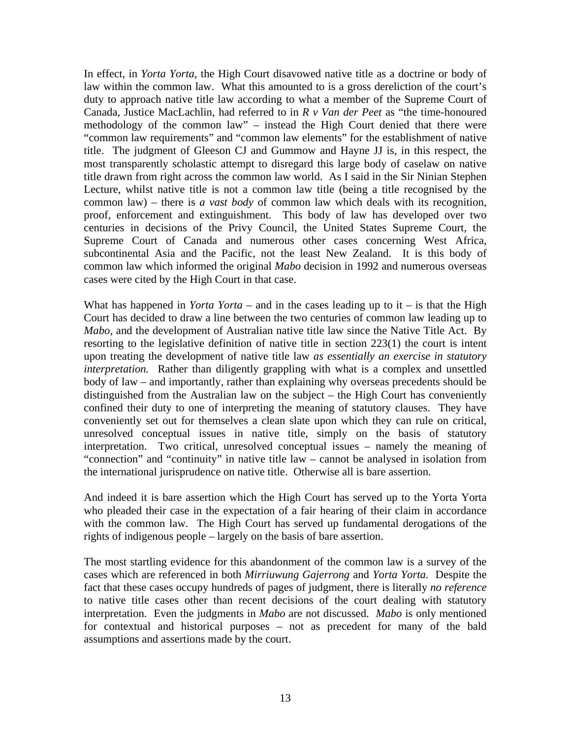In effect, in *Yorta Yorta,* the High Court disavowed native title as a doctrine or body of law within the common law. What this amounted to is a gross dereliction of the court's duty to approach native title law according to what a member of the Supreme Court of Canada, Justice MacLachlin, had referred to in *R v Van der Peet* as "the time-honoured methodology of the common law" – instead the High Court denied that there were "common law requirements" and "common law elements" for the establishment of native title. The judgment of Gleeson CJ and Gummow and Hayne JJ is, in this respect, the most transparently scholastic attempt to disregard this large body of caselaw on native title drawn from right across the common law world. As I said in the Sir Ninian Stephen Lecture, whilst native title is not a common law title (being a title recognised by the common law) – there is *a vast body* of common law which deals with its recognition, proof, enforcement and extinguishment. This body of law has developed over two centuries in decisions of the Privy Council, the United States Supreme Court, the Supreme Court of Canada and numerous other cases concerning West Africa, subcontinental Asia and the Pacific, not the least New Zealand. It is this body of common law which informed the original *Mabo* decision in 1992 and numerous overseas cases were cited by the High Court in that case.

What has happened in *Yorta Yorta* – and in the cases leading up to it – is that the High Court has decided to draw a line between the two centuries of common law leading up to *Mabo,* and the development of Australian native title law since the Native Title Act. By resorting to the legislative definition of native title in section 223(1) the court is intent upon treating the development of native title law *as essentially an exercise in statutory interpretation.* Rather than diligently grappling with what is a complex and unsettled body of law – and importantly, rather than explaining why overseas precedents should be distinguished from the Australian law on the subject – the High Court has conveniently confined their duty to one of interpreting the meaning of statutory clauses. They have conveniently set out for themselves a clean slate upon which they can rule on critical, unresolved conceptual issues in native title, simply on the basis of statutory interpretation. Two critical, unresolved conceptual issues – namely the meaning of "connection" and "continuity" in native title law – cannot be analysed in isolation from the international jurisprudence on native title. Otherwise all is bare assertion.

And indeed it is bare assertion which the High Court has served up to the Yorta Yorta who pleaded their case in the expectation of a fair hearing of their claim in accordance with the common law. The High Court has served up fundamental derogations of the rights of indigenous people – largely on the basis of bare assertion.

The most startling evidence for this abandonment of the common law is a survey of the cases which are referenced in both *Mirriuwung Gajerrong* and *Yorta Yorta.* Despite the fact that these cases occupy hundreds of pages of judgment, there is literally *no reference* to native title cases other than recent decisions of the court dealing with statutory interpretation. Even the judgments in *Mabo* are not discussed. *Mabo* is only mentioned for contextual and historical purposes – not as precedent for many of the bald assumptions and assertions made by the court.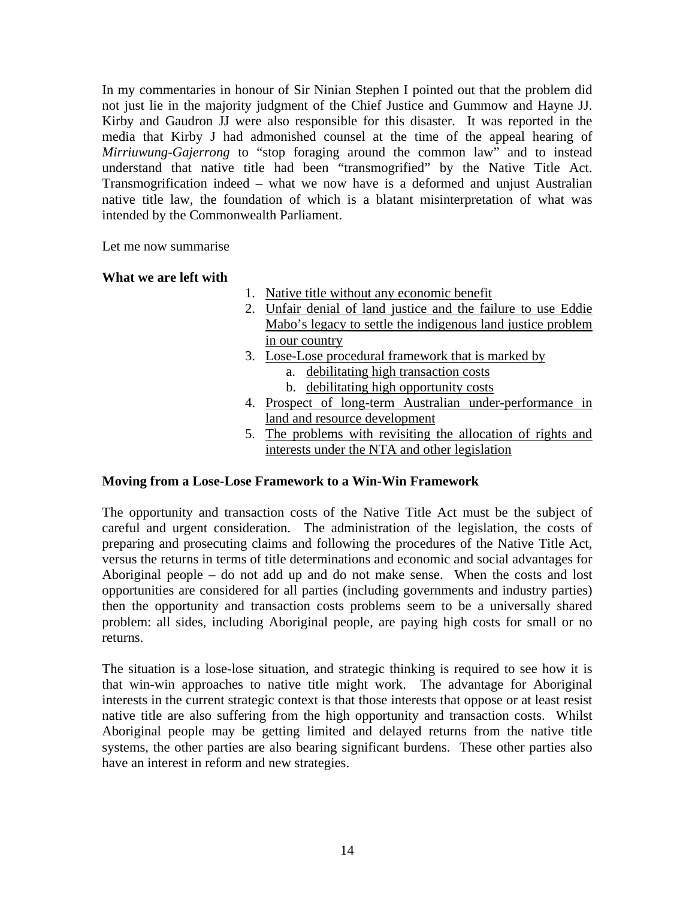In my commentaries in honour of Sir Ninian Stephen I pointed out that the problem did not just lie in the majority judgment of the Chief Justice and Gummow and Hayne JJ. Kirby and Gaudron JJ were also responsible for this disaster. It was reported in the media that Kirby J had admonished counsel at the time of the appeal hearing of *Mirriuwung-Gajerrong* to "stop foraging around the common law" and to instead understand that native title had been "transmogrified" by the Native Title Act. Transmogrification indeed – what we now have is a deformed and unjust Australian native title law, the foundation of which is a blatant misinterpretation of what was intended by the Commonwealth Parliament.

Let me now summarise

**What we are left with**

1. <u>Native title without any economic benefit</u>
2. <u>Unfair denial of land justice and the failure to use Eddie Mabo's legacy to settle the indigenous land justice problem in our country</u>
3. <u>Lose-Lose procedural framework that is marked by</u>
   a. <u>debilitating high transaction costs</u>
   b. <u>debilitating high opportunity costs</u>
4. <u>Prospect of long-term Australian under-performance in land and resource development</u>
5. <u>The problems with revisiting the allocation of rights and interests under the NTA and other legislation</u>

**Moving from a Lose-Lose Framework to a Win-Win Framework**

The opportunity and transaction costs of the Native Title Act must be the subject of careful and urgent consideration. The administration of the legislation, the costs of preparing and prosecuting claims and following the procedures of the Native Title Act, versus the returns in terms of title determinations and economic and social advantages for Aboriginal people – do not add up and do not make sense. When the costs and lost opportunities are considered for all parties (including governments and industry parties) then the opportunity and transaction costs problems seem to be a universally shared problem: all sides, including Aboriginal people, are paying high costs for small or no returns.

The situation is a lose-lose situation, and strategic thinking is required to see how it is that win-win approaches to native title might work. The advantage for Aboriginal interests in the current strategic context is that those interests that oppose or at least resist native title are also suffering from the high opportunity and transaction costs. Whilst Aboriginal people may be getting limited and delayed returns from the native title systems, the other parties are also bearing significant burdens. These other parties also have an interest in reform and new strategies.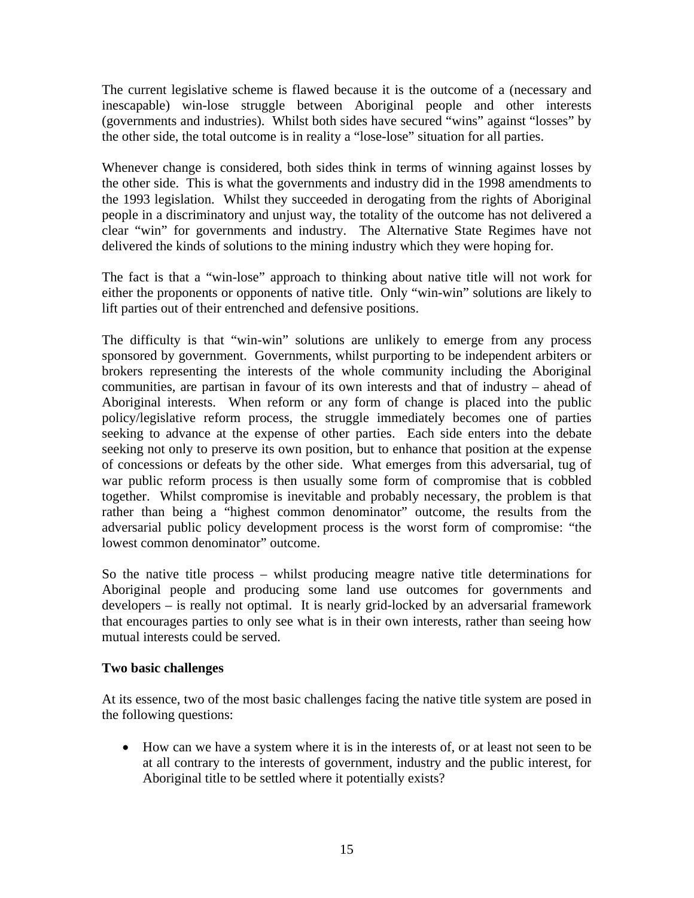The current legislative scheme is flawed because it is the outcome of a (necessary and inescapable) win-lose struggle between Aboriginal people and other interests (governments and industries). Whilst both sides have secured "wins" against "losses" by the other side, the total outcome is in reality a "lose-lose" situation for all parties.

Whenever change is considered, both sides think in terms of winning against losses by the other side. This is what the governments and industry did in the 1998 amendments to the 1993 legislation. Whilst they succeeded in derogating from the rights of Aboriginal people in a discriminatory and unjust way, the totality of the outcome has not delivered a clear "win" for governments and industry. The Alternative State Regimes have not delivered the kinds of solutions to the mining industry which they were hoping for.

The fact is that a "win-lose" approach to thinking about native title will not work for either the proponents or opponents of native title. Only "win-win" solutions are likely to lift parties out of their entrenched and defensive positions.

The difficulty is that "win-win" solutions are unlikely to emerge from any process sponsored by government. Governments, whilst purporting to be independent arbiters or brokers representing the interests of the whole community including the Aboriginal communities, are partisan in favour of its own interests and that of industry – ahead of Aboriginal interests. When reform or any form of change is placed into the public policy/legislative reform process, the struggle immediately becomes one of parties seeking to advance at the expense of other parties. Each side enters into the debate seeking not only to preserve its own position, but to enhance that position at the expense of concessions or defeats by the other side. What emerges from this adversarial, tug of war public reform process is then usually some form of compromise that is cobbled together. Whilst compromise is inevitable and probably necessary, the problem is that rather than being a "highest common denominator" outcome, the results from the adversarial public policy development process is the worst form of compromise: "the lowest common denominator" outcome.

So the native title process – whilst producing meagre native title determinations for Aboriginal people and producing some land use outcomes for governments and developers – is really not optimal. It is nearly grid-locked by an adversarial framework that encourages parties to only see what is in their own interests, rather than seeing how mutual interests could be served.

**Two basic challenges**

At its essence, two of the most basic challenges facing the native title system are posed in the following questions:

- How can we have a system where it is in the interests of, or at least not seen to be at all contrary to the interests of government, industry and the public interest, for Aboriginal title to be settled where it potentially exists?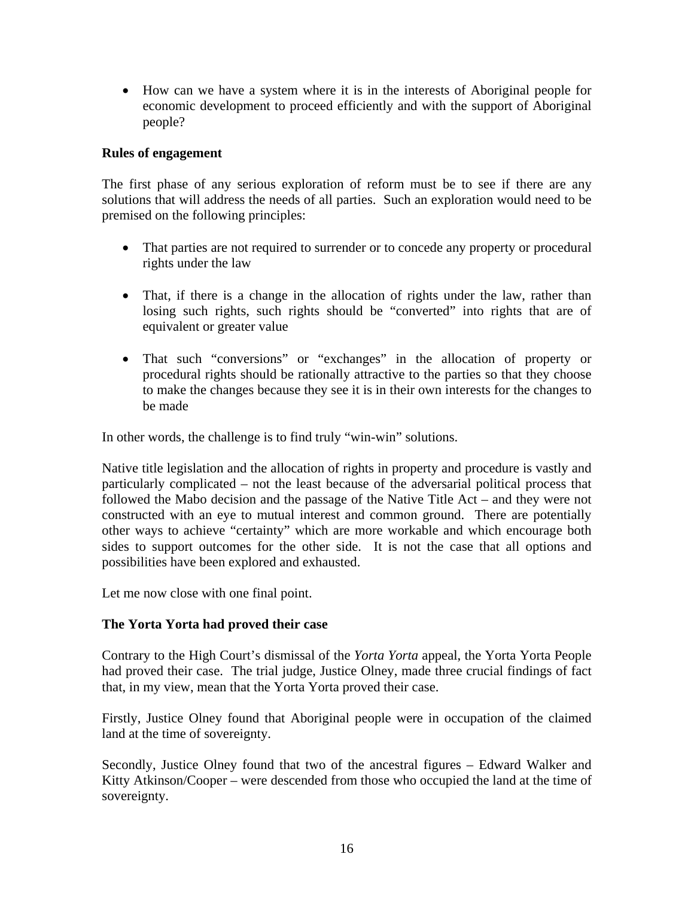- How can we have a system where it is in the interests of Aboriginal people for economic development to proceed efficiently and with the support of Aboriginal people?

**Rules of engagement**

The first phase of any serious exploration of reform must be to see if there are any solutions that will address the needs of all parties. Such an exploration would need to be premised on the following principles:

- That parties are not required to surrender or to concede any property or procedural rights under the law

- That, if there is a change in the allocation of rights under the law, rather than losing such rights, such rights should be "converted" into rights that are of equivalent or greater value

- That such "conversions" or "exchanges" in the allocation of property or procedural rights should be rationally attractive to the parties so that they choose to make the changes because they see it is in their own interests for the changes to be made

In other words, the challenge is to find truly "win-win" solutions.

Native title legislation and the allocation of rights in property and procedure is vastly and particularly complicated – not the least because of the adversarial political process that followed the Mabo decision and the passage of the Native Title Act – and they were not constructed with an eye to mutual interest and common ground. There are potentially other ways to achieve "certainty" which are more workable and which encourage both sides to support outcomes for the other side. It is not the case that all options and possibilities have been explored and exhausted.

Let me now close with one final point.

**The Yorta Yorta had proved their case**

Contrary to the High Court's dismissal of the *Yorta Yorta* appeal, the Yorta Yorta People had proved their case. The trial judge, Justice Olney, made three crucial findings of fact that, in my view, mean that the Yorta Yorta proved their case.

Firstly, Justice Olney found that Aboriginal people were in occupation of the claimed land at the time of sovereignty.

Secondly, Justice Olney found that two of the ancestral figures – Edward Walker and Kitty Atkinson/Cooper – were descended from those who occupied the land at the time of sovereignty.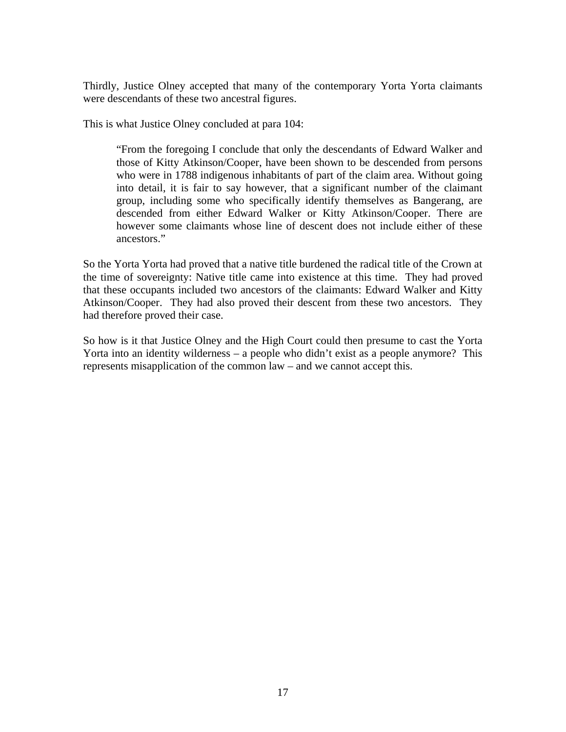Thirdly, Justice Olney accepted that many of the contemporary Yorta Yorta claimants were descendants of these two ancestral figures.

This is what Justice Olney concluded at para 104:

> "From the foregoing I conclude that only the descendants of Edward Walker and those of Kitty Atkinson/Cooper, have been shown to be descended from persons who were in 1788 indigenous inhabitants of part of the claim area. Without going into detail, it is fair to say however, that a significant number of the claimant group, including some who specifically identify themselves as Bangerang, are descended from either Edward Walker or Kitty Atkinson/Cooper. There are however some claimants whose line of descent does not include either of these ancestors."

So the Yorta Yorta had proved that a native title burdened the radical title of the Crown at the time of sovereignty: Native title came into existence at this time. They had proved that these occupants included two ancestors of the claimants: Edward Walker and Kitty Atkinson/Cooper. They had also proved their descent from these two ancestors. They had therefore proved their case.

So how is it that Justice Olney and the High Court could then presume to cast the Yorta Yorta into an identity wilderness – a people who didn't exist as a people anymore? This represents misapplication of the common law – and we cannot accept this.